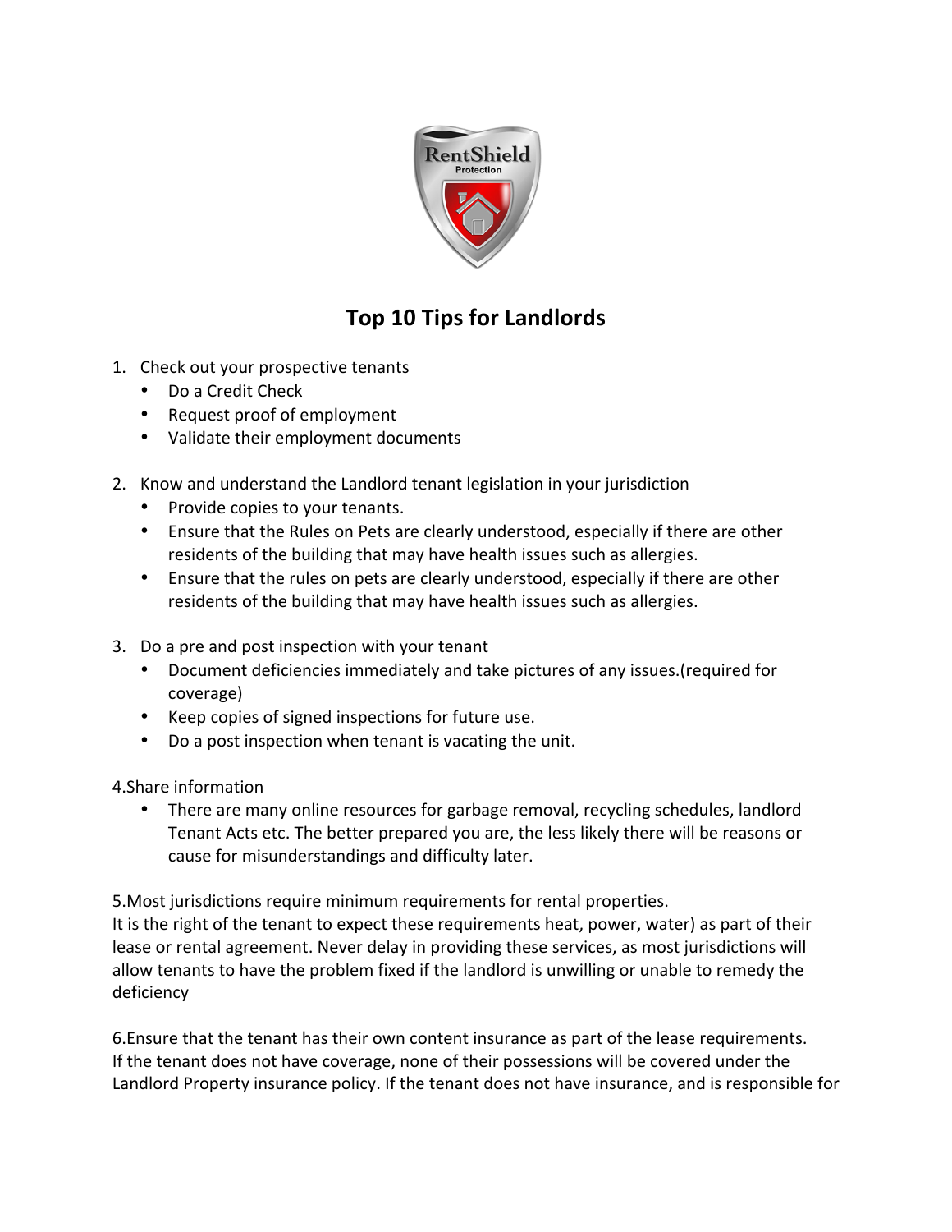# Top 10 Tips for Landlords

1. Check out your prospective tenants
   - Do a Credit Check
   - Request proof of employment
   - Validate their employment documents

2. Know and understand the Landlord tenant legislation in your jurisdiction
   - Provide copies to your tenants.
   - Ensure that the Rules on Pets are clearly understood, especially if there are other residents of the building that may have health issues such as allergies.
   - Ensure that the rules on pets are clearly understood, especially if there are other residents of the building that may have health issues such as allergies.

3. Do a pre and post inspection with your tenant
   - Document deficiencies immediately and take pictures of any issues.(required for coverage)
   - Keep copies of signed inspections for future use.
   - Do a post inspection when tenant is vacating the unit.

4.Share information

- There are many online resources for garbage removal, recycling schedules, landlord Tenant Acts etc. The better prepared you are, the less likely there will be reasons or cause for misunderstandings and difficulty later.

5.Most jurisdictions require minimum requirements for rental properties.
It is the right of the tenant to expect these requirements heat, power, water) as part of their lease or rental agreement. Never delay in providing these services, as most jurisdictions will allow tenants to have the problem fixed if the landlord is unwilling or unable to remedy the deficiency

6.Ensure that the tenant has their own content insurance as part of the lease requirements.
If the tenant does not have coverage, none of their possessions will be covered under the Landlord Property insurance policy. If the tenant does not have insurance, and is responsible for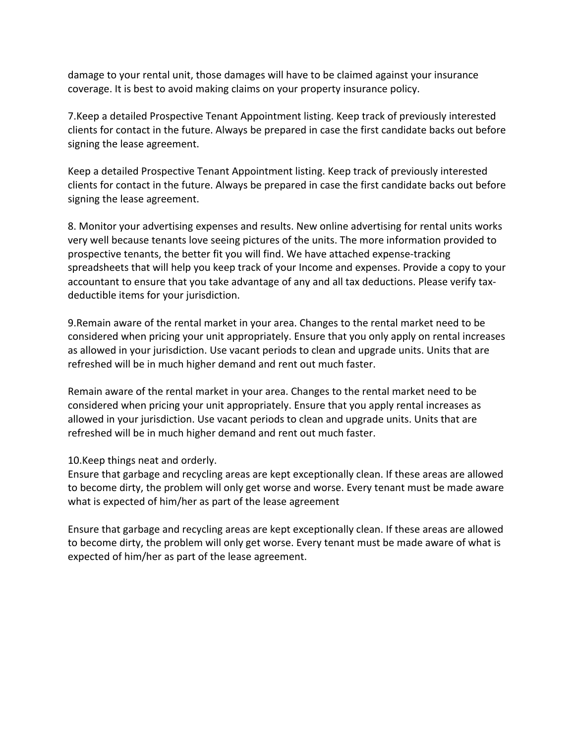damage to your rental unit, those damages will have to be claimed against your insurance coverage. It is best to avoid making claims on your property insurance policy.

7.Keep a detailed Prospective Tenant Appointment listing. Keep track of previously interested clients for contact in the future. Always be prepared in case the first candidate backs out before signing the lease agreement.

Keep a detailed Prospective Tenant Appointment listing. Keep track of previously interested clients for contact in the future. Always be prepared in case the first candidate backs out before signing the lease agreement.

8. Monitor your advertising expenses and results. New online advertising for rental units works very well because tenants love seeing pictures of the units. The more information provided to prospective tenants, the better fit you will find. We have attached expense-tracking spreadsheets that will help you keep track of your Income and expenses. Provide a copy to your accountant to ensure that you take advantage of any and all tax deductions. Please verify tax-deductible items for your jurisdiction.

9.Remain aware of the rental market in your area. Changes to the rental market need to be considered when pricing your unit appropriately. Ensure that you only apply on rental increases as allowed in your jurisdiction. Use vacant periods to clean and upgrade units. Units that are refreshed will be in much higher demand and rent out much faster.

Remain aware of the rental market in your area. Changes to the rental market need to be considered when pricing your unit appropriately. Ensure that you apply rental increases as allowed in your jurisdiction. Use vacant periods to clean and upgrade units. Units that are refreshed will be in much higher demand and rent out much faster.

10.Keep things neat and orderly.
Ensure that garbage and recycling areas are kept exceptionally clean. If these areas are allowed to become dirty, the problem will only get worse and worse. Every tenant must be made aware what is expected of him/her as part of the lease agreement

Ensure that garbage and recycling areas are kept exceptionally clean. If these areas are allowed to become dirty, the problem will only get worse. Every tenant must be made aware of what is expected of him/her as part of the lease agreement.